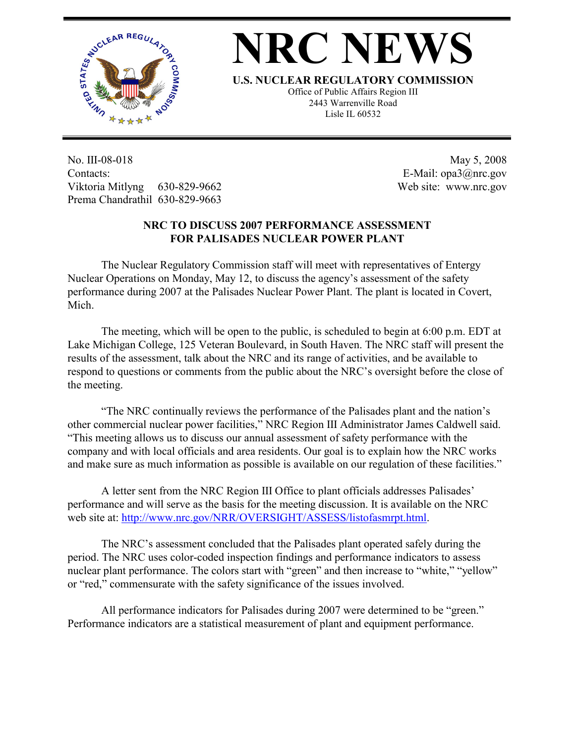# NRC NEWS

**U.S. NUCLEAR REGULATORY COMMISSION**
Office of Public Affairs Region III
2443 Warrenville Road
Lisle IL 60532

No. III-08-018
Contacts:
Viktoria Mitlyng 630-829-9662
Prema Chandrathil 630-829-9663

May 5, 2008
E-Mail: opa3@nrc.gov
Web site: www.nrc.gov

## NRC TO DISCUSS 2007 PERFORMANCE ASSESSMENT FOR PALISADES NUCLEAR POWER PLANT

The Nuclear Regulatory Commission staff will meet with representatives of Entergy Nuclear Operations on Monday, May 12, to discuss the agency's assessment of the safety performance during 2007 at the Palisades Nuclear Power Plant. The plant is located in Covert, Mich.

The meeting, which will be open to the public, is scheduled to begin at 6:00 p.m. EDT at Lake Michigan College, 125 Veteran Boulevard, in South Haven. The NRC staff will present the results of the assessment, talk about the NRC and its range of activities, and be available to respond to questions or comments from the public about the NRC's oversight before the close of the meeting.

"The NRC continually reviews the performance of the Palisades plant and the nation's other commercial nuclear power facilities," NRC Region III Administrator James Caldwell said. "This meeting allows us to discuss our annual assessment of safety performance with the company and with local officials and area residents. Our goal is to explain how the NRC works and make sure as much information as possible is available on our regulation of these facilities."

A letter sent from the NRC Region III Office to plant officials addresses Palisades' performance and will serve as the basis for the meeting discussion. It is available on the NRC web site at: http://www.nrc.gov/NRR/OVERSIGHT/ASSESS/listofasmrpt.html.

The NRC's assessment concluded that the Palisades plant operated safely during the period. The NRC uses color-coded inspection findings and performance indicators to assess nuclear plant performance. The colors start with "green" and then increase to "white," "yellow" or "red," commensurate with the safety significance of the issues involved.

All performance indicators for Palisades during 2007 were determined to be "green." Performance indicators are a statistical measurement of plant and equipment performance.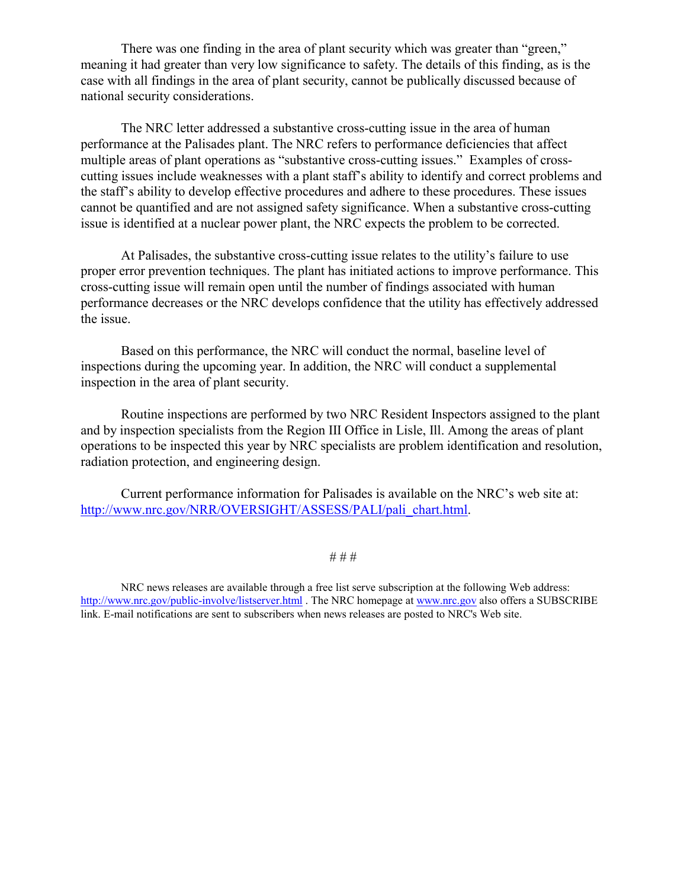There was one finding in the area of plant security which was greater than "green," meaning it had greater than very low significance to safety. The details of this finding, as is the case with all findings in the area of plant security, cannot be publically discussed because of national security considerations.

The NRC letter addressed a substantive cross-cutting issue in the area of human performance at the Palisades plant. The NRC refers to performance deficiencies that affect multiple areas of plant operations as "substantive cross-cutting issues." Examples of cross-cutting issues include weaknesses with a plant staff's ability to identify and correct problems and the staff's ability to develop effective procedures and adhere to these procedures. These issues cannot be quantified and are not assigned safety significance. When a substantive cross-cutting issue is identified at a nuclear power plant, the NRC expects the problem to be corrected.

At Palisades, the substantive cross-cutting issue relates to the utility's failure to use proper error prevention techniques. The plant has initiated actions to improve performance. This cross-cutting issue will remain open until the number of findings associated with human performance decreases or the NRC develops confidence that the utility has effectively addressed the issue.

Based on this performance, the NRC will conduct the normal, baseline level of inspections during the upcoming year. In addition, the NRC will conduct a supplemental inspection in the area of plant security.

Routine inspections are performed by two NRC Resident Inspectors assigned to the plant and by inspection specialists from the Region III Office in Lisle, Ill. Among the areas of plant operations to be inspected this year by NRC specialists are problem identification and resolution, radiation protection, and engineering design.

Current performance information for Palisades is available on the NRC's web site at: http://www.nrc.gov/NRR/OVERSIGHT/ASSESS/PALI/pali_chart.html.

# # #

NRC news releases are available through a free list serve subscription at the following Web address: http://www.nrc.gov/public-involve/listserver.html . The NRC homepage at www.nrc.gov also offers a SUBSCRIBE link. E-mail notifications are sent to subscribers when news releases are posted to NRC's Web site.